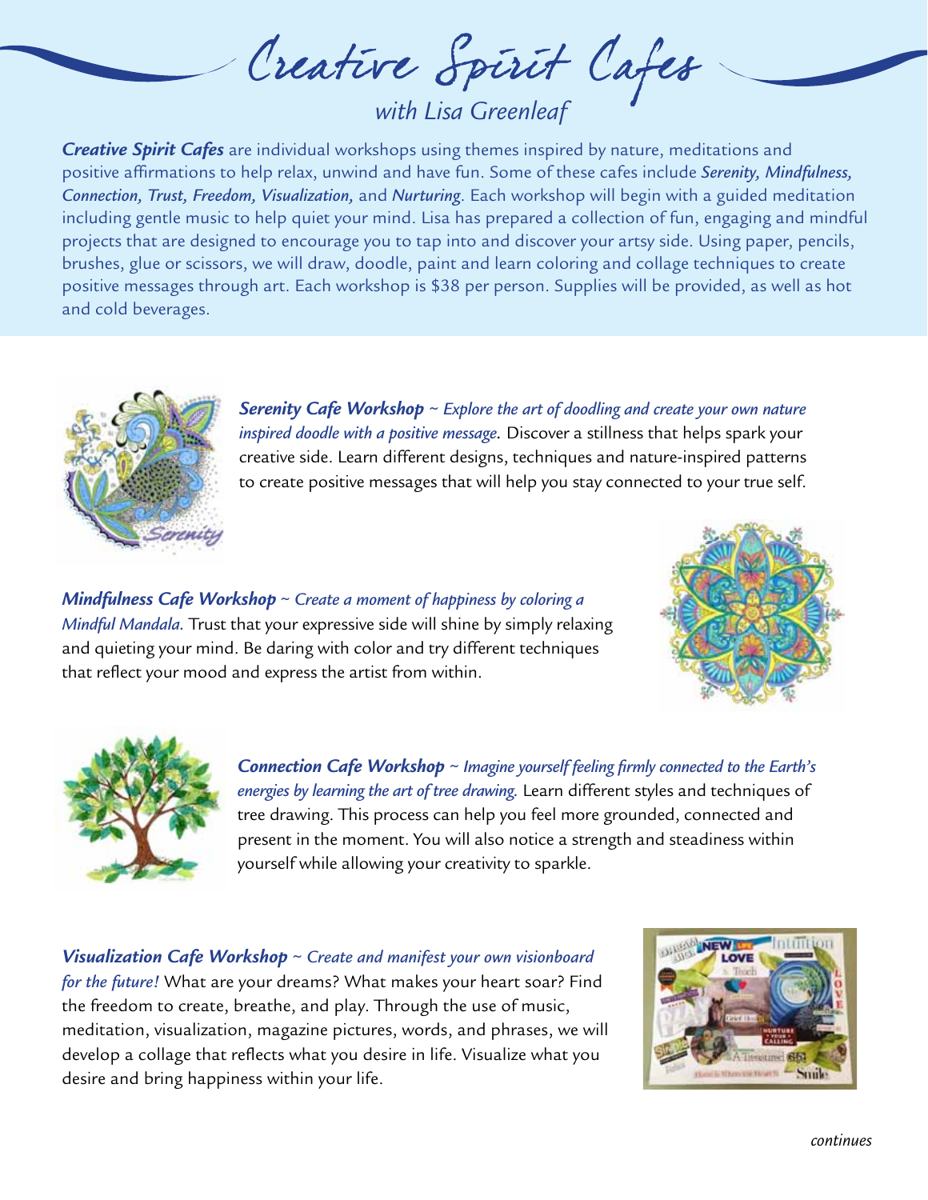# Creative Spirit Cafes

*with Lisa Greenleaf*

***Creative Spirit Cafes*** are individual workshops using themes inspired by nature, meditations and positive affirmations to help relax, unwind and have fun. Some of these cafes include ***Serenity, Mindfulness, Connection, Trust, Freedom, Visualization,*** and ***Nurturing***. Each workshop will begin with a guided meditation including gentle music to help quiet your mind. Lisa has prepared a collection of fun, engaging and mindful projects that are designed to encourage you to tap into and discover your artsy side. Using paper, pencils, brushes, glue or scissors, we will draw, doodle, paint and learn coloring and collage techniques to create positive messages through art. Each workshop is $38 per person. Supplies will be provided, as well as hot and cold beverages.

***Serenity Cafe Workshop*** ~ *Explore the art of doodling and create your own nature inspired doodle with a positive message*. Discover a stillness that helps spark your creative side. Learn different designs, techniques and nature-inspired patterns to create positive messages that will help you stay connected to your true self.

***Mindfulness Cafe Workshop*** ~ *Create a moment of happiness by coloring a Mindful Mandala.* Trust that your expressive side will shine by simply relaxing and quieting your mind. Be daring with color and try different techniques that reflect your mood and express the artist from within.

***Connection Cafe Workshop*** ~ *Imagine yourself feeling firmly connected to the Earth's energies by learning the art of tree drawing.* Learn different styles and techniques of tree drawing. This process can help you feel more grounded, connected and present in the moment. You will also notice a strength and steadiness within yourself while allowing your creativity to sparkle.

***Visualization Cafe Workshop*** ~ *Create and manifest your own visionboard for the future!* What are your dreams? What makes your heart soar? Find the freedom to create, breathe, and play. Through the use of music, meditation, visualization, magazine pictures, words, and phrases, we will develop a collage that reflects what you desire in life. Visualize what you desire and bring happiness within your life.

*continues*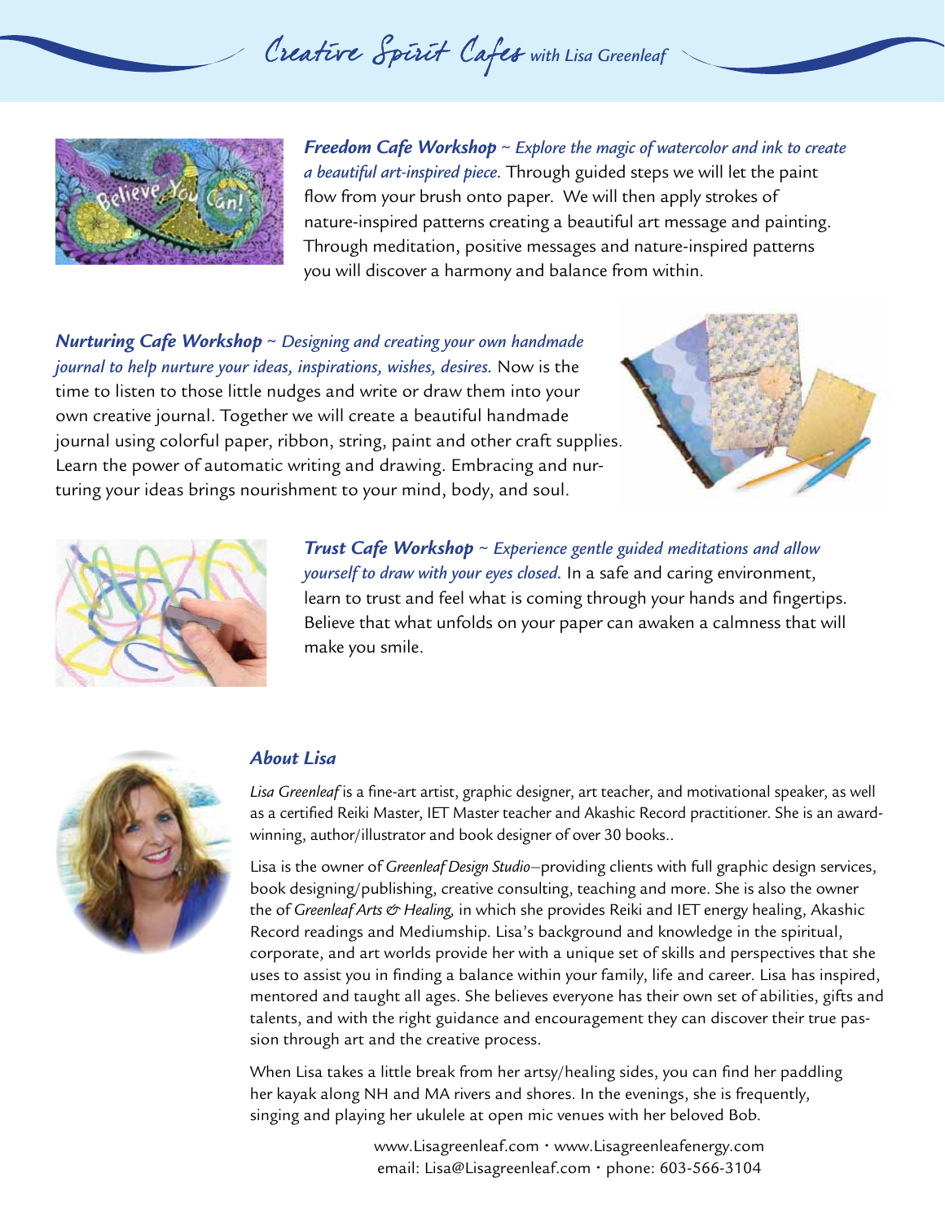# *Creative Spirit Cafes* with Lisa Greenleaf

***Freedom Cafe Workshop** ~ Explore the magic of watercolor and ink to create a beautiful art-inspired piece.* Through guided steps we will let the paint flow from your brush onto paper. We will then apply strokes of nature-inspired patterns creating a beautiful art message and painting. Through meditation, positive messages and nature-inspired patterns you will discover a harmony and balance from within.

***Nurturing Cafe Workshop** ~ Designing and creating your own handmade journal to help nurture your ideas, inspirations, wishes, desires.* Now is the time to listen to those little nudges and write or draw them into your own creative journal. Together we will create a beautiful handmade journal using colorful paper, ribbon, string, paint and other craft supplies. Learn the power of automatic writing and drawing. Embracing and nurturing your ideas brings nourishment to your mind, body, and soul.

***Trust Cafe Workshop** ~ Experience gentle guided meditations and allow yourself to draw with your eyes closed.* In a safe and caring environment, learn to trust and feel what is coming through your hands and fingertips. Believe that what unfolds on your paper can awaken a calmness that will make you smile.

## *About Lisa*

*Lisa Greenleaf* is a fine-art artist, graphic designer, art teacher, and motivational speaker, as well as a certified Reiki Master, IET Master teacher and Akashic Record practitioner. She is an award-winning, author/illustrator and book designer of over 30 books..

Lisa is the owner of *Greenleaf Design Studio*–providing clients with full graphic design services, book designing/publishing, creative consulting, teaching and more. She is also the owner the of *Greenleaf Arts & Healing,* in which she provides Reiki and IET energy healing, Akashic Record readings and Mediumship. Lisa's background and knowledge in the spiritual, corporate, and art worlds provide her with a unique set of skills and perspectives that she uses to assist you in finding a balance within your family, life and career. Lisa has inspired, mentored and taught all ages. She believes everyone has their own set of abilities, gifts and talents, and with the right guidance and encouragement they can discover their true passion through art and the creative process.

When Lisa takes a little break from her artsy/healing sides, you can find her paddling her kayak along NH and MA rivers and shores. In the evenings, she is frequently, singing and playing her ukulele at open mic venues with her beloved Bob.

www.Lisagreenleaf.com • www.Lisagreenleafenergy.com
email: Lisa@Lisagreenleaf.com • phone: 603-566-3104